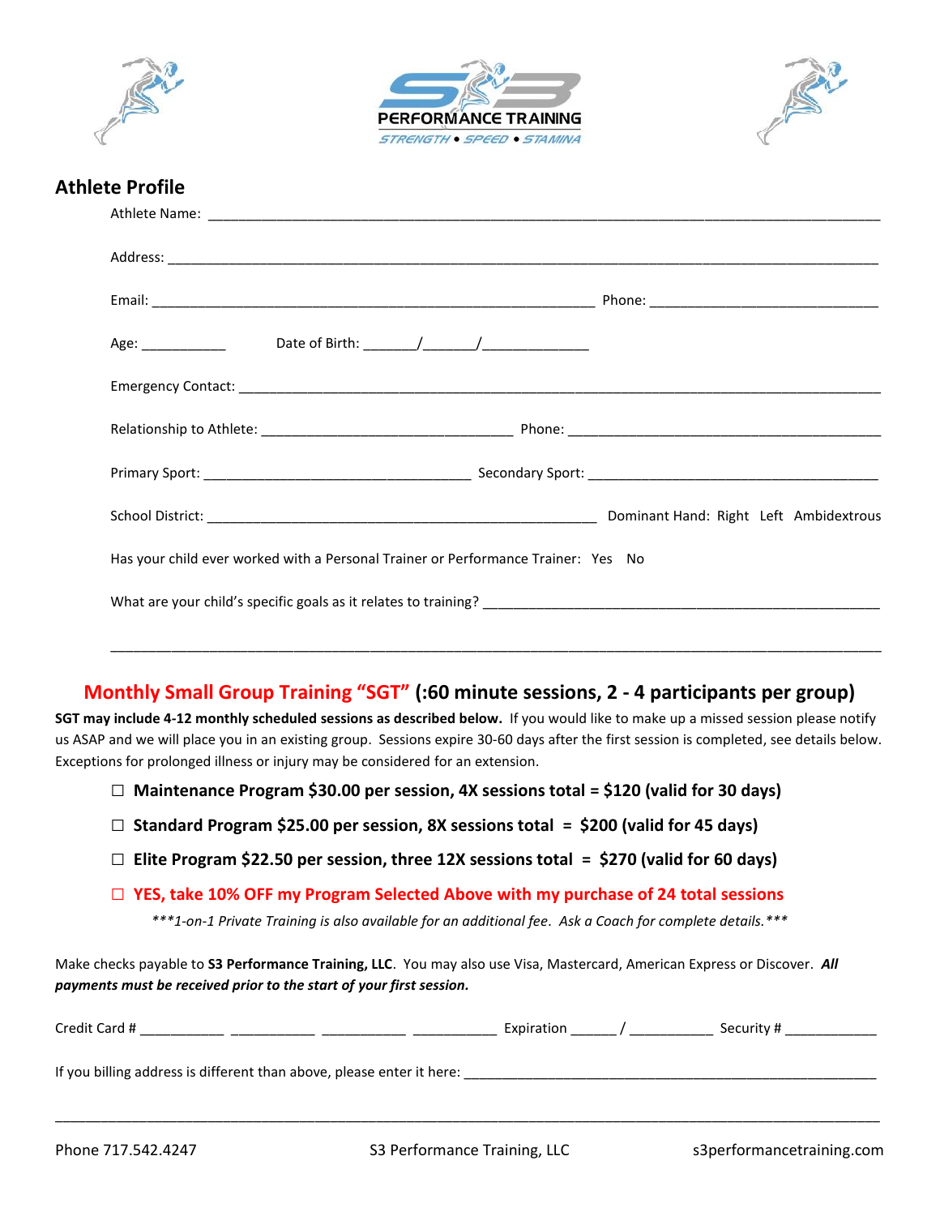PERFORMANCE TRAINING

STRENGTH • SPEED • STAMINA

## Athlete Profile

Athlete Name: ______________________________________________________________________

Address: ___________________________________________________________________________

Email: ______________________________________________ Phone: ______________________

Age: __________ Date of Birth: ______/______/__________

Emergency Contact: ___________________________________________________________________

Relationship to Athlete: ___________________________ Phone: ______________________________

Primary Sport: _____________________________ Secondary Sport: ________________________________

School District: __________________________________________ Dominant Hand: Right Left Ambidextrous

Has your child ever worked with a Personal Trainer or Performance Trainer: Yes No

What are your child's specific goals as it relates to training? ___________________________________

_____________________________________________________________________________________

## Monthly Small Group Training "SGT" (:60 minute sessions, 2 - 4 participants per group)

**SGT may include 4-12 monthly scheduled sessions as described below.** If you would like to make up a missed session please notify us ASAP and we will place you in an existing group. Sessions expire 30-60 days after the first session is completed, see details below. Exceptions for prolonged illness or injury may be considered for an extension.

- ☐ **Maintenance Program $30.00 per session, 4X sessions total = $120 (valid for 30 days)**
- ☐ **Standard Program $25.00 per session, 8X sessions total = $200 (valid for 45 days)**
- ☐ **Elite Program $22.50 per session, three 12X sessions total = $270 (valid for 60 days)**
- ☐ **YES, take 10% OFF my Program Selected Above with my purchase of 24 total sessions**

*\*\*\*1-on-1 Private Training is also available for an additional fee. Ask a Coach for complete details.\*\*\**

Make checks payable to **S3 Performance Training, LLC**. You may also use Visa, Mastercard, American Express or Discover. ***All payments must be received prior to the start of your first session.***

Credit Card # __________ __________ __________ __________ Expiration ______ / __________ Security # __________

If you billing address is different than above, please enter it here: ____________________________________

_____________________________________________________________________________________

Phone 717.542.4247 S3 Performance Training, LLC s3performancetraining.com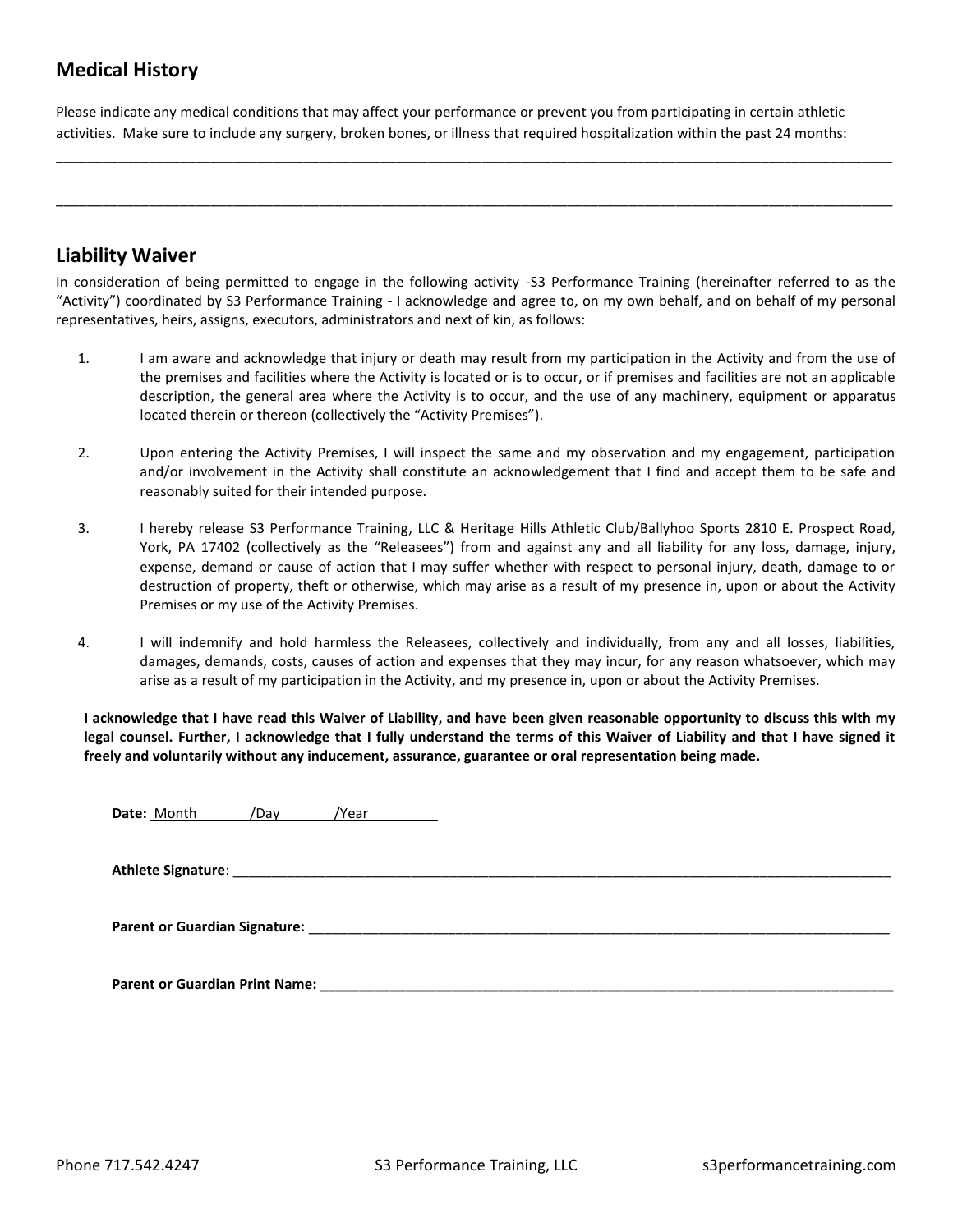## Medical History

Please indicate any medical conditions that may affect your performance or prevent you from participating in certain athletic activities. Make sure to include any surgery, broken bones, or illness that required hospitalization within the past 24 months:

______________________________________________________________________________________________

______________________________________________________________________________________________

## Liability Waiver

In consideration of being permitted to engage in the following activity -S3 Performance Training (hereinafter referred to as the "Activity") coordinated by S3 Performance Training - I acknowledge and agree to, on my own behalf, and on behalf of my personal representatives, heirs, assigns, executors, administrators and next of kin, as follows:

1. I am aware and acknowledge that injury or death may result from my participation in the Activity and from the use of the premises and facilities where the Activity is located or is to occur, or if premises and facilities are not an applicable description, the general area where the Activity is to occur, and the use of any machinery, equipment or apparatus located therein or thereon (collectively the "Activity Premises").

2. Upon entering the Activity Premises, I will inspect the same and my observation and my engagement, participation and/or involvement in the Activity shall constitute an acknowledgement that I find and accept them to be safe and reasonably suited for their intended purpose.

3. I hereby release S3 Performance Training, LLC & Heritage Hills Athletic Club/Ballyhoo Sports 2810 E. Prospect Road, York, PA 17402 (collectively as the "Releasees") from and against any and all liability for any loss, damage, injury, expense, demand or cause of action that I may suffer whether with respect to personal injury, death, damage to or destruction of property, theft or otherwise, which may arise as a result of my presence in, upon or about the Activity Premises or my use of the Activity Premises.

4. I will indemnify and hold harmless the Releasees, collectively and individually, from any and all losses, liabilities, damages, demands, costs, causes of action and expenses that they may incur, for any reason whatsoever, which may arise as a result of my participation in the Activity, and my presence in, upon or about the Activity Premises.

**I acknowledge that I have read this Waiver of Liability, and have been given reasonable opportunity to discuss this with my legal counsel. Further, I acknowledge that I fully understand the terms of this Waiver of Liability and that I have signed it freely and voluntarily without any inducement, assurance, guarantee or oral representation being made.**

**Date:** Month ______/Day _______/Year _________

**Athlete Signature**: ______________________________________________________________________

**Parent or Guardian Signature:** ______________________________________________________________

**Parent or Guardian Print Name:** ______________________________________________________________

Phone 717.542.4247 S3 Performance Training, LLC s3performancetraining.com